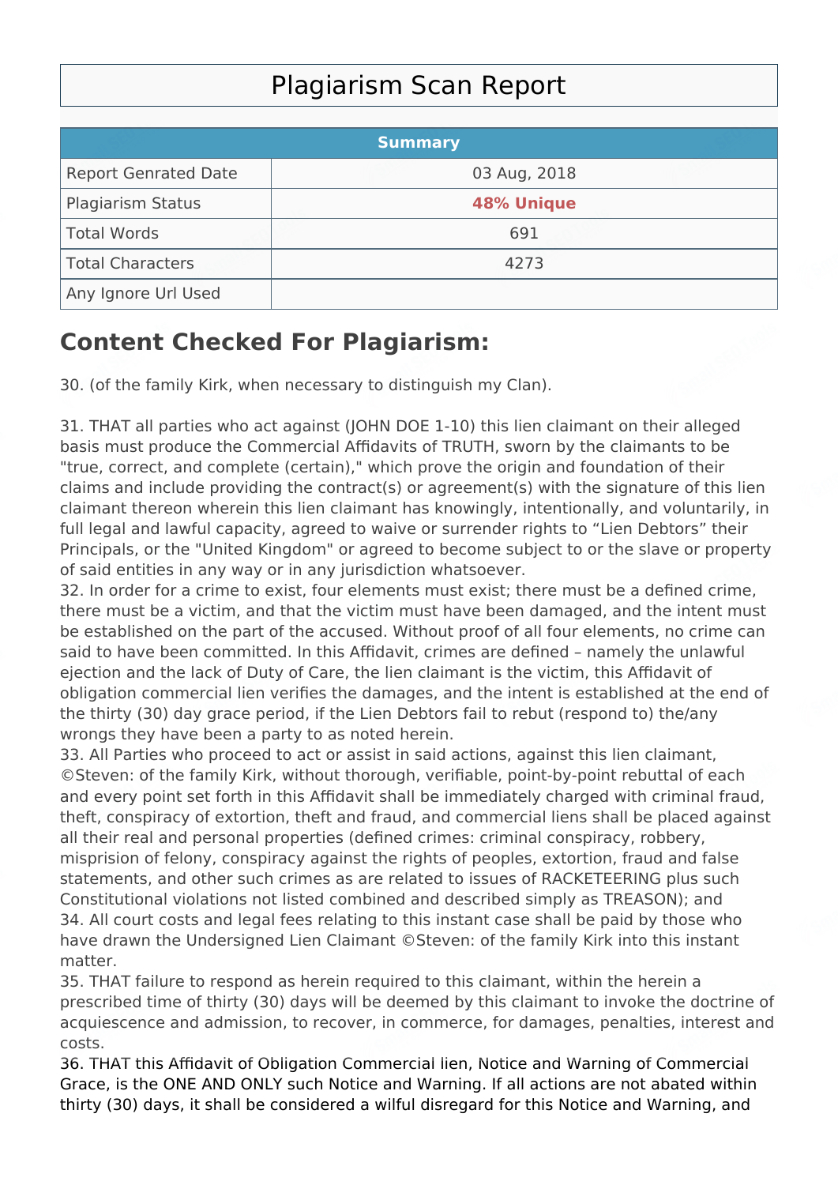# Plagiarism Scan Report

| Summary | |
|---|---|
| Report Genrated Date | 03 Aug, 2018 |
| Plagiarism Status | **48% Unique** |
| Total Words | 691 |
| Total Characters | 4273 |
| Any Ignore Url Used | |

## Content Checked For Plagiarism:

30. (of the family Kirk, when necessary to distinguish my Clan).

31. THAT all parties who act against (JOHN DOE 1-10) this lien claimant on their alleged basis must produce the Commercial Affidavits of TRUTH, sworn by the claimants to be "true, correct, and complete (certain)," which prove the origin and foundation of their claims and include providing the contract(s) or agreement(s) with the signature of this lien claimant thereon wherein this lien claimant has knowingly, intentionally, and voluntarily, in full legal and lawful capacity, agreed to waive or surrender rights to "Lien Debtors" their Principals, or the "United Kingdom" or agreed to become subject to or the slave or property of said entities in any way or in any jurisdiction whatsoever.
32. In order for a crime to exist, four elements must exist; there must be a defined crime, there must be a victim, and that the victim must have been damaged, and the intent must be established on the part of the accused. Without proof of all four elements, no crime can said to have been committed. In this Affidavit, crimes are defined – namely the unlawful ejection and the lack of Duty of Care, the lien claimant is the victim, this Affidavit of obligation commercial lien verifies the damages, and the intent is established at the end of the thirty (30) day grace period, if the Lien Debtors fail to rebut (respond to) the/any wrongs they have been a party to as noted herein.
33. All Parties who proceed to act or assist in said actions, against this lien claimant, ©Steven: of the family Kirk, without thorough, verifiable, point-by-point rebuttal of each and every point set forth in this Affidavit shall be immediately charged with criminal fraud, theft, conspiracy of extortion, theft and fraud, and commercial liens shall be placed against all their real and personal properties (defined crimes: criminal conspiracy, robbery, misprision of felony, conspiracy against the rights of peoples, extortion, fraud and false statements, and other such crimes as are related to issues of RACKETEERING plus such Constitutional violations not listed combined and described simply as TREASON); and
34. All court costs and legal fees relating to this instant case shall be paid by those who have drawn the Undersigned Lien Claimant ©Steven: of the family Kirk into this instant matter.
35. THAT failure to respond as herein required to this claimant, within the herein a prescribed time of thirty (30) days will be deemed by this claimant to invoke the doctrine of acquiescence and admission, to recover, in commerce, for damages, penalties, interest and costs.
36. THAT this Affidavit of Obligation Commercial lien, Notice and Warning of Commercial Grace, is the ONE AND ONLY such Notice and Warning. If all actions are not abated within thirty (30) days, it shall be considered a wilful disregard for this Notice and Warning, and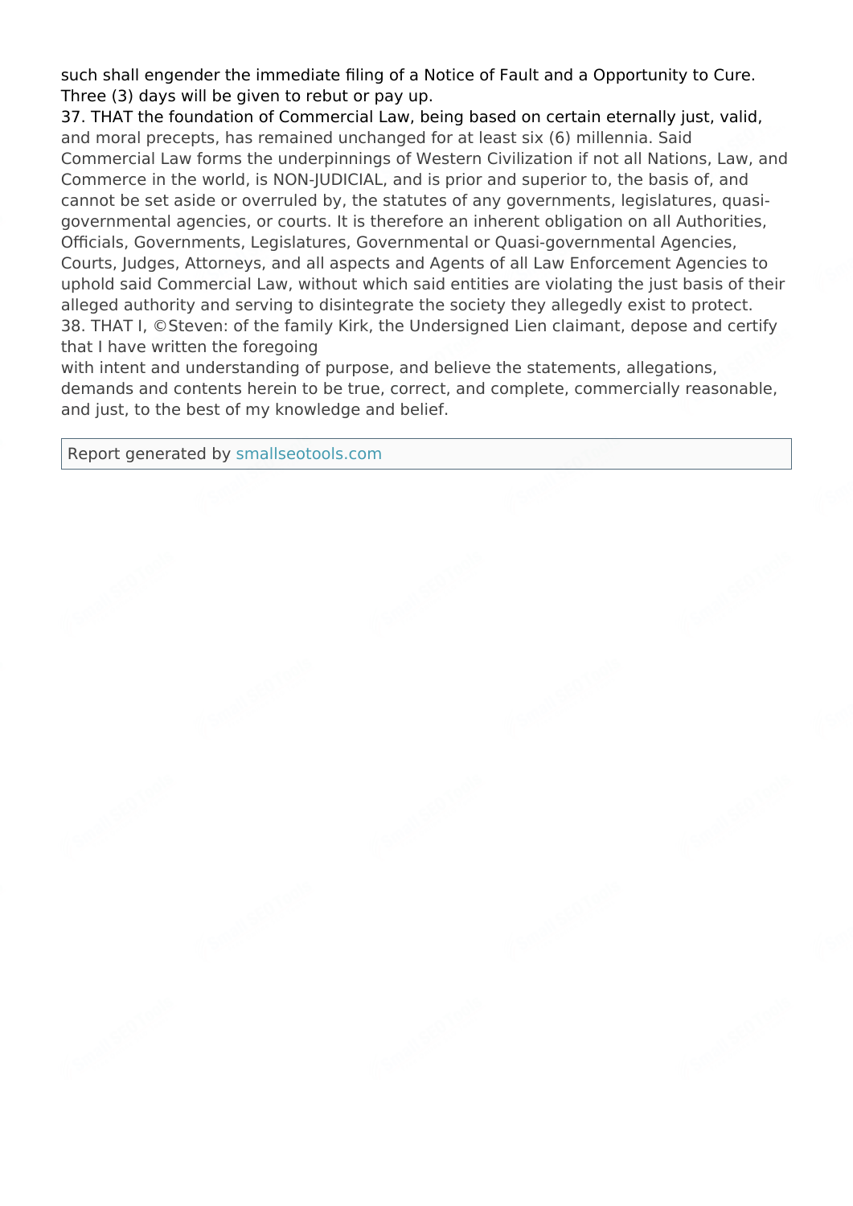such shall engender the immediate filing of a Notice of Fault and a Opportunity to Cure. Three (3) days will be given to rebut or pay up.

37. THAT the foundation of Commercial Law, being based on certain eternally just, valid, and moral precepts, has remained unchanged for at least six (6) millennia. Said Commercial Law forms the underpinnings of Western Civilization if not all Nations, Law, and Commerce in the world, is NON-JUDICIAL, and is prior and superior to, the basis of, and cannot be set aside or overruled by, the statutes of any governments, legislatures, quasi-governmental agencies, or courts. It is therefore an inherent obligation on all Authorities, Officials, Governments, Legislatures, Governmental or Quasi-governmental Agencies, Courts, Judges, Attorneys, and all aspects and Agents of all Law Enforcement Agencies to uphold said Commercial Law, without which said entities are violating the just basis of their alleged authority and serving to disintegrate the society they allegedly exist to protect.

38. THAT I, ©Steven: of the family Kirk, the Undersigned Lien claimant, depose and certify that I have written the foregoing
with intent and understanding of purpose, and believe the statements, allegations, demands and contents herein to be true, correct, and complete, commercially reasonable, and just, to the best of my knowledge and belief.

Report generated by smallseotools.com